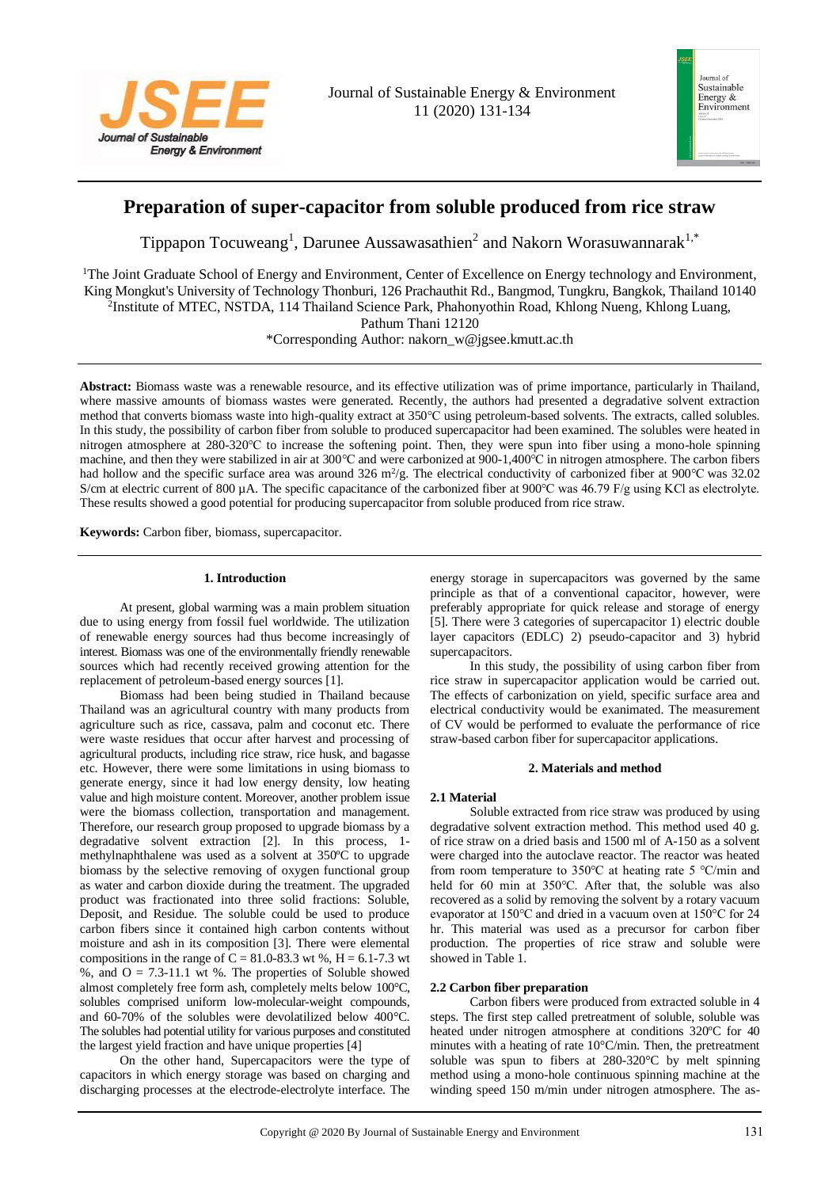# Preparation of super-capacitor from soluble produced from rice straw

Tippapon Tocuweang[1], Darunee Aussawasathien[2] and Nakorn Worasuwannarak[1,*]

[1]The Joint Graduate School of Energy and Environment, Center of Excellence on Energy technology and Environment, King Mongkut's University of Technology Thonburi, 126 Prachauthit Rd., Bangmod, Tungkru, Bangkok, Thailand 10140
[2]Institute of MTEC, NSTDA, 114 Thailand Science Park, Phahonyothin Road, Khlong Nueng, Khlong Luang, Pathum Thani 12120
*Corresponding Author: nakorn_w@jgsee.kmutt.ac.th

**Abstract:** Biomass waste was a renewable resource, and its effective utilization was of prime importance, particularly in Thailand, where massive amounts of biomass wastes were generated. Recently, the authors had presented a degradative solvent extraction method that converts biomass waste into high-quality extract at 350°C using petroleum-based solvents. The extracts, called solubles. In this study, the possibility of carbon fiber from soluble to produced supercapacitor had been examined. The solubles were heated in nitrogen atmosphere at 280-320°C to increase the softening point. Then, they were spun into fiber using a mono-hole spinning machine, and then they were stabilized in air at 300°C and were carbonized at 900-1,400°C in nitrogen atmosphere. The carbon fibers had hollow and the specific surface area was around 326 $m^2$/g. The electrical conductivity of carbonized fiber at 900°C was 32.02 S/cm at electric current of 800 µA. The specific capacitance of the carbonized fiber at 900°C was 46.79 F/g using KCl as electrolyte. These results showed a good potential for producing supercapacitor from soluble produced from rice straw.

**Keywords:** Carbon fiber, biomass, supercapacitor.

## 1. Introduction

At present, global warming was a main problem situation due to using energy from fossil fuel worldwide. The utilization of renewable energy sources had thus become increasingly of interest. Biomass was one of the environmentally friendly renewable sources which had recently received growing attention for the replacement of petroleum-based energy sources [1].

Biomass had been being studied in Thailand because Thailand was an agricultural country with many products from agriculture such as rice, cassava, palm and coconut etc. There were waste residues that occur after harvest and processing of agricultural products, including rice straw, rice husk, and bagasse etc. However, there were some limitations in using biomass to generate energy, since it had low energy density, low heating value and high moisture content. Moreover, another problem issue were the biomass collection, transportation and management. Therefore, our research group proposed to upgrade biomass by a degradative solvent extraction [2]. In this process, 1-methylnaphthalene was used as a solvent at 350ºC to upgrade biomass by the selective removing of oxygen functional group as water and carbon dioxide during the treatment. The upgraded product was fractionated into three solid fractions: Soluble, Deposit, and Residue. The soluble could be used to produce carbon fibers since it contained high carbon contents without moisture and ash in its composition [3]. There were elemental compositions in the range of C = 81.0-83.3 wt %, H = 6.1-7.3 wt %, and O = 7.3-11.1 wt %. The properties of Soluble showed almost completely free form ash, completely melts below 100°C, solubles comprised uniform low-molecular-weight compounds, and 60-70% of the solubles were devolatilized below 400°C. The solubles had potential utility for various purposes and constituted the largest yield fraction and have unique properties [4]

On the other hand, Supercapacitors were the type of capacitors in which energy storage was based on charging and discharging processes at the electrode-electrolyte interface. The energy storage in supercapacitors was governed by the same principle as that of a conventional capacitor, however, were preferably appropriate for quick release and storage of energy [5]. There were 3 categories of supercapacitor 1) electric double layer capacitors (EDLC) 2) pseudo-capacitor and 3) hybrid supercapacitors.

In this study, the possibility of using carbon fiber from rice straw in supercapacitor application would be carried out. The effects of carbonization on yield, specific surface area and electrical conductivity would be exanimated. The measurement of CV would be performed to evaluate the performance of rice straw-based carbon fiber for supercapacitor applications.

## 2. Materials and method

### 2.1 Material

Soluble extracted from rice straw was produced by using degradative solvent extraction method. This method used 40 g. of rice straw on a dried basis and 1500 ml of A-150 as a solvent were charged into the autoclave reactor. The reactor was heated from room temperature to 350°C at heating rate 5 °C/min and held for 60 min at 350°C. After that, the soluble was also recovered as a solid by removing the solvent by a rotary vacuum evaporator at 150°C and dried in a vacuum oven at 150°C for 24 hr. This material was used as a precursor for carbon fiber production. The properties of rice straw and soluble were showed in Table 1.

### 2.2 Carbon fiber preparation

Carbon fibers were produced from extracted soluble in 4 steps. The first step called pretreatment of soluble, soluble was heated under nitrogen atmosphere at conditions 320ºC for 40 minutes with a heating of rate 10°C/min. Then, the pretreatment soluble was spun to fibers at 280-320°C by melt spinning method using a mono-hole continuous spinning machine at the winding speed 150 m/min under nitrogen atmosphere. The as-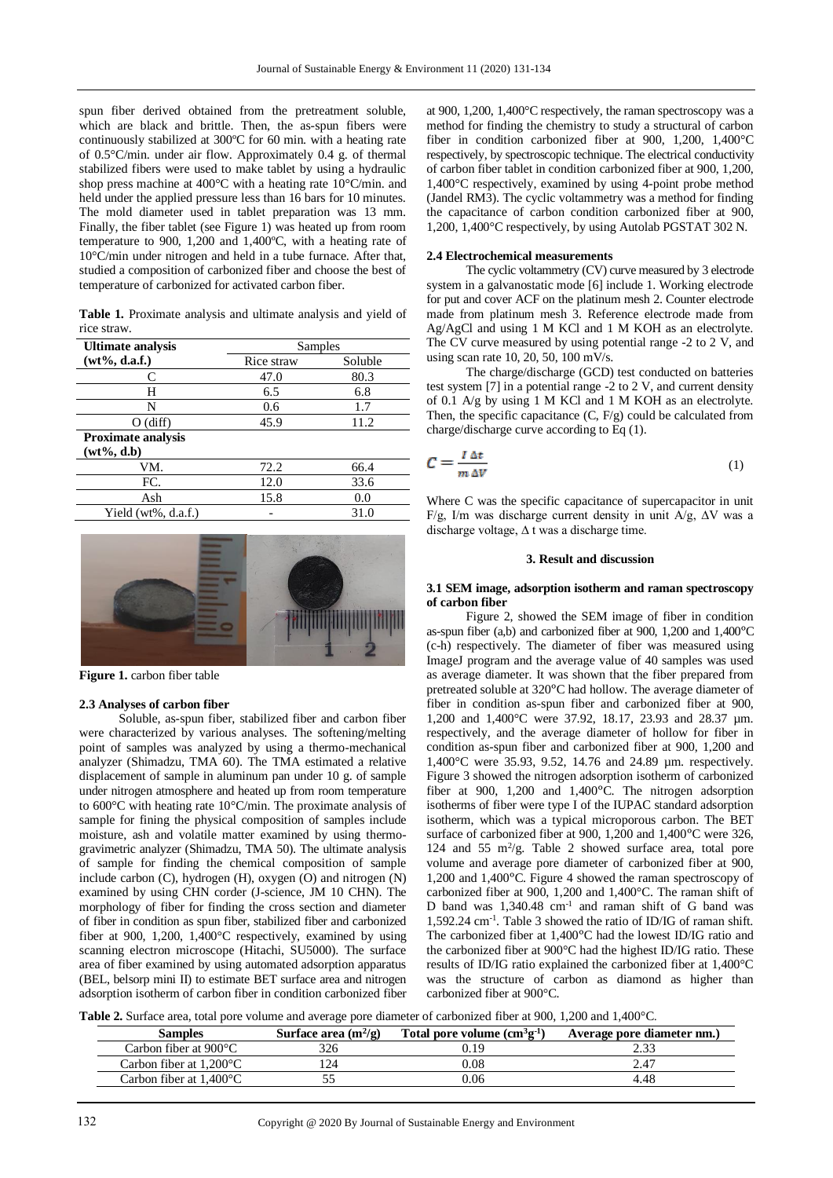spun fiber derived obtained from the pretreatment soluble, which are black and brittle. Then, the as-spun fibers were continuously stabilized at 300ºC for 60 min. with a heating rate of 0.5°C/min. under air flow. Approximately 0.4 g. of thermal stabilized fibers were used to make tablet by using a hydraulic shop press machine at 400°C with a heating rate 10°C/min. and held under the applied pressure less than 16 bars for 10 minutes. The mold diameter used in tablet preparation was 13 mm. Finally, the fiber tablet (see Figure 1) was heated up from room temperature to 900, 1,200 and 1,400ºC, with a heating rate of 10°C/min under nitrogen and held in a tube furnace. After that, studied a composition of carbonized fiber and choose the best of temperature of carbonized for activated carbon fiber.

**Table 1.** Proximate analysis and ultimate analysis and yield of rice straw.

| Ultimate analysis (wt%, d.a.f.) | Samples | |
|---|---|---|
| | Rice straw | Soluble |
| C | 47.0 | 80.3 |
| H | 6.5 | 6.8 |
| N | 0.6 | 1.7 |
| O (diff) | 45.9 | 11.2 |
| **Proximate analysis (wt%, d.b)** | | |
| VM. | 72.2 | 66.4 |
| FC. | 12.0 | 33.6 |
| Ash | 15.8 | 0.0 |
| Yield (wt%, d.a.f.) | - | 31.0 |

**Figure 1.** carbon fiber table

### 2.3 Analyses of carbon fiber

Soluble, as-spun fiber, stabilized fiber and carbon fiber were characterized by various analyses. The softening/melting point of samples was analyzed by using a thermo-mechanical analyzer (Shimadzu, TMA 60). The TMA estimated a relative displacement of sample in aluminum pan under 10 g. of sample under nitrogen atmosphere and heated up from room temperature to 600°C with heating rate 10°C/min. The proximate analysis of sample for fining the physical composition of samples include moisture, ash and volatile matter examined by using thermo-gravimetric analyzer (Shimadzu, TMA 50). The ultimate analysis of sample for finding the chemical composition of sample include carbon (C), hydrogen (H), oxygen (O) and nitrogen (N) examined by using CHN corder (J-science, JM 10 CHN). The morphology of fiber for finding the cross section and diameter of fiber in condition as spun fiber, stabilized fiber and carbonized fiber at 900, 1,200, 1,400°C respectively, examined by using scanning electron microscope (Hitachi, SU5000). The surface area of fiber examined by using automated adsorption apparatus (BEL, belsorp mini II) to estimate BET surface area and nitrogen adsorption isotherm of carbon fiber in condition carbonized fiber at 900, 1,200, 1,400°C respectively, the raman spectroscopy was a method for finding the chemistry to study a structural of carbon fiber in condition carbonized fiber at 900, 1,200, 1,400°C respectively, by spectroscopic technique. The electrical conductivity of carbon fiber tablet in condition carbonized fiber at 900, 1,200, 1,400°C respectively, examined by using 4-point probe method (Jandel RM3). The cyclic voltammetry was a method for finding the capacitance of carbon condition carbonized fiber at 900, 1,200, 1,400°C respectively, by using Autolab PGSTAT 302 N.

### 2.4 Electrochemical measurements

The cyclic voltammetry (CV) curve measured by 3 electrode system in a galvanostatic mode [6] include 1. Working electrode for put and cover ACF on the platinum mesh 2. Counter electrode made from platinum mesh 3. Reference electrode made from Ag/AgCl and using 1 M KCl and 1 M KOH as an electrolyte. The CV curve measured by using potential range -2 to 2 V, and using scan rate 10, 20, 50, 100 mV/s.

The charge/discharge (GCD) test conducted on batteries test system [7] in a potential range -2 to 2 V, and current density of 0.1 A/g by using 1 M KCl and 1 M KOH as an electrolyte. Then, the specific capacitance (C, F/g) could be calculated from charge/discharge curve according to Eq (1).

$$C = \frac{I\ \Delta t}{m\ \Delta V} \tag{1}$$

Where C was the specific capacitance of supercapacitor in unit F/g, I/m was discharge current density in unit A/g, ΔV was a discharge voltage, Δ t was a discharge time.

## 3. Result and discussion

### 3.1 SEM image, adsorption isotherm and raman spectroscopy of carbon fiber

Figure 2, showed the SEM image of fiber in condition as-spun fiber (a,b) and carbonized fiber at 900, 1,200 and 1,400°C (c-h) respectively. The diameter of fiber was measured using ImageJ program and the average value of 40 samples was used as average diameter. It was shown that the fiber prepared from pretreated soluble at 320°C had hollow. The average diameter of fiber in condition as-spun fiber and carbonized fiber at 900, 1,200 and 1,400°C were 37.92, 18.17, 23.93 and 28.37 µm. respectively, and the average diameter of hollow for fiber in condition as-spun fiber and carbonized fiber at 900, 1,200 and 1,400°C were 35.93, 9.52, 14.76 and 24.89 µm. respectively. Figure 3 showed the nitrogen adsorption isotherm of carbonized fiber at 900, 1,200 and 1,400°C. The nitrogen adsorption isotherms of fiber were type I of the IUPAC standard adsorption isotherm, which was a typical microporous carbon. The BET surface of carbonized fiber at 900, 1,200 and 1,400°C were 326, 124 and 55 m$^2$/g. Table 2 showed surface area, total pore volume and average pore diameter of carbonized fiber at 900, 1,200 and 1,400°C. Figure 4 showed the raman spectroscopy of carbonized fiber at 900, 1,200 and 1,400°C. The raman shift of D band was 1,340.48 cm$^{-1}$ and raman shift of G band was 1,592.24 cm$^{-1}$. Table 3 showed the ratio of ID/IG of raman shift. The carbonized fiber at 1,400°C had the lowest ID/IG ratio and the carbonized fiber at 900°C had the highest ID/IG ratio. These results of ID/IG ratio explained the carbonized fiber at 1,400°C was the structure of carbon as diamond as higher than carbonized fiber at 900°C.

**Table 2.** Surface area, total pore volume and average pore diameter of carbonized fiber at 900, 1,200 and 1,400°C.

| Samples | Surface area (m$^2$/g) | Total pore volume (cm$^3$g$^{-1}$) | Average pore diameter nm.) |
|---|---|---|---|
| Carbon fiber at 900°C | 326 | 0.19 | 2.33 |
| Carbon fiber at 1,200°C | 124 | 0.08 | 2.47 |
| Carbon fiber at 1,400°C | 55 | 0.06 | 4.48 |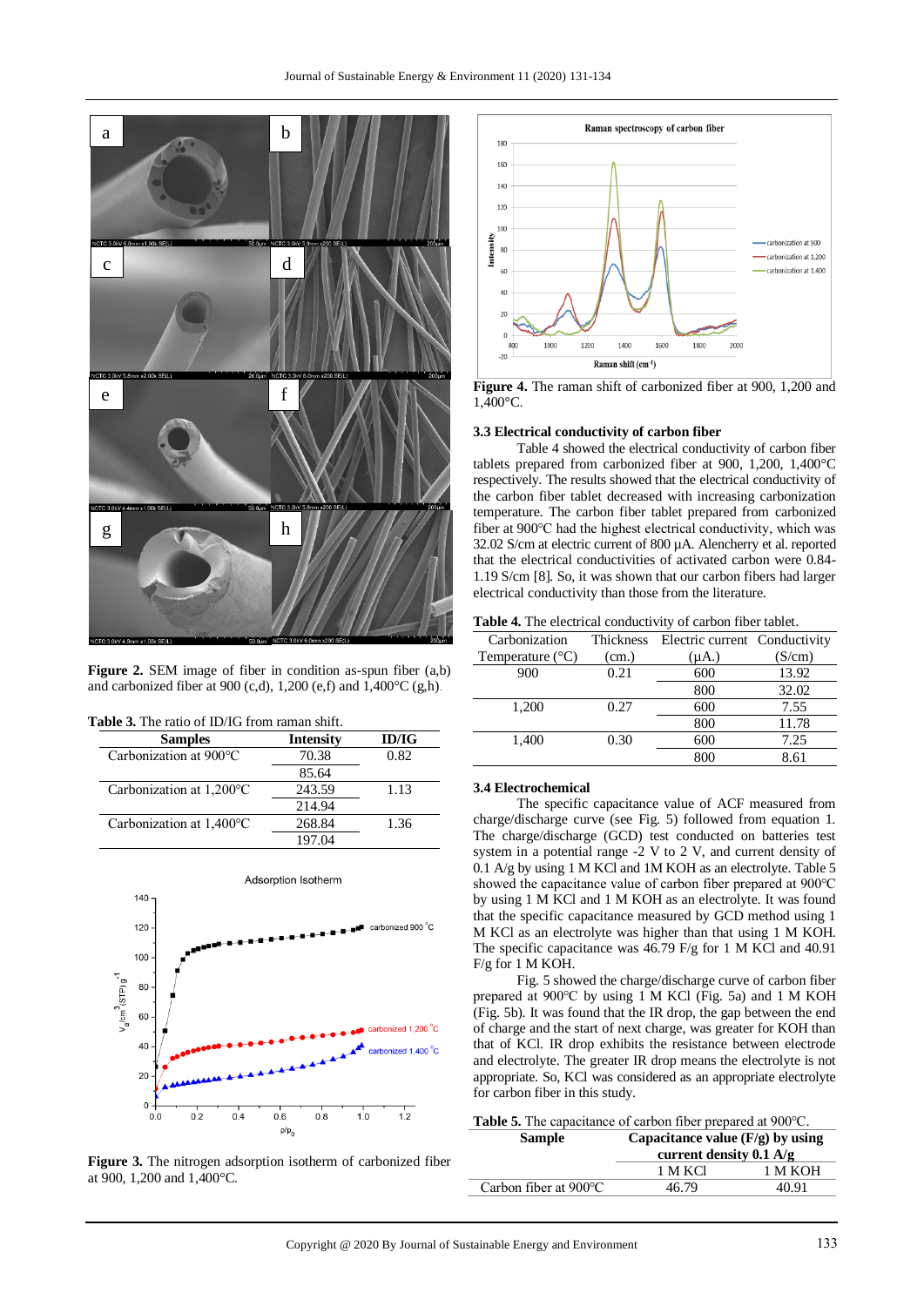Figure 2. SEM image of fiber in condition as-spun fiber (a,b) and carbonized fiber at 900 (c,d), 1,200 (e,f) and 1,400°C (g,h).

**Table 3.** The ratio of ID/IG from raman shift.

| Samples | Intensity | ID/IG |
|---|---|---|
| Carbonization at 900°C | 70.38 | 0.82 |
| | 85.64 | |
| Carbonization at 1,200°C | 243.59 | 1.13 |
| | 214.94 | |
| Carbonization at 1,400°C | 268.84 | 1.36 |
| | 197.04 | |

**Figure 3.** The nitrogen adsorption isotherm of carbonized fiber at 900, 1,200 and 1,400°C.

**Figure 4.** The raman shift of carbonized fiber at 900, 1,200 and 1,400°C.

### 3.3 Electrical conductivity of carbon fiber

Table 4 showed the electrical conductivity of carbon fiber tablets prepared from carbonized fiber at 900, 1,200, 1,400°C respectively. The results showed that the electrical conductivity of the carbon fiber tablet decreased with increasing carbonization temperature. The carbon fiber tablet prepared from carbonized fiber at 900°C had the highest electrical conductivity, which was 32.02 S/cm at electric current of 800 μA. Alencherry et al. reported that the electrical conductivities of activated carbon were 0.84-1.19 S/cm [8]. So, it was shown that our carbon fibers had larger electrical conductivity than those from the literature.

**Table 4.** The electrical conductivity of carbon fiber tablet.

| Carbonization Temperature (°C) | Thickness (cm.) | Electric current (μA.) | Conductivity (S/cm) |
|---|---|---|---|
| 900 | 0.21 | 600 | 13.92 |
| | | 800 | 32.02 |
| 1,200 | 0.27 | 600 | 7.55 |
| | | 800 | 11.78 |
| 1,400 | 0.30 | 600 | 7.25 |
| | | 800 | 8.61 |

### 3.4 Electrochemical

The specific capacitance value of ACF measured from charge/discharge curve (see Fig. 5) followed from equation 1. The charge/discharge (GCD) test conducted on batteries test system in a potential range -2 V to 2 V, and current density of 0.1 A/g by using 1 M KCl and 1M KOH as an electrolyte. Table 5 showed the capacitance value of carbon fiber prepared at 900°C by using 1 M KCl and 1 M KOH as an electrolyte. It was found that the specific capacitance measured by GCD method using 1 M KCl as an electrolyte was higher than that using 1 M KOH. The specific capacitance was 46.79 F/g for 1 M KCl and 40.91 F/g for 1 M KOH.

Fig. 5 showed the charge/discharge curve of carbon fiber prepared at 900°C by using 1 M KCl (Fig. 5a) and 1 M KOH (Fig. 5b). It was found that the IR drop, the gap between the end of charge and the start of next charge, was greater for KOH than that of KCl. IR drop exhibits the resistance between electrode and electrolyte. The greater IR drop means the electrolyte is not appropriate. So, KCl was considered as an appropriate electrolyte for carbon fiber in this study.

**Table 5.** The capacitance of carbon fiber prepared at 900°C.

| Sample | Capacitance value (F/g) by using current density 0.1 A/g | |
|---|---|---|
| | 1 M KCl | 1 M KOH |
| Carbon fiber at 900°C | 46.79 | 40.91 |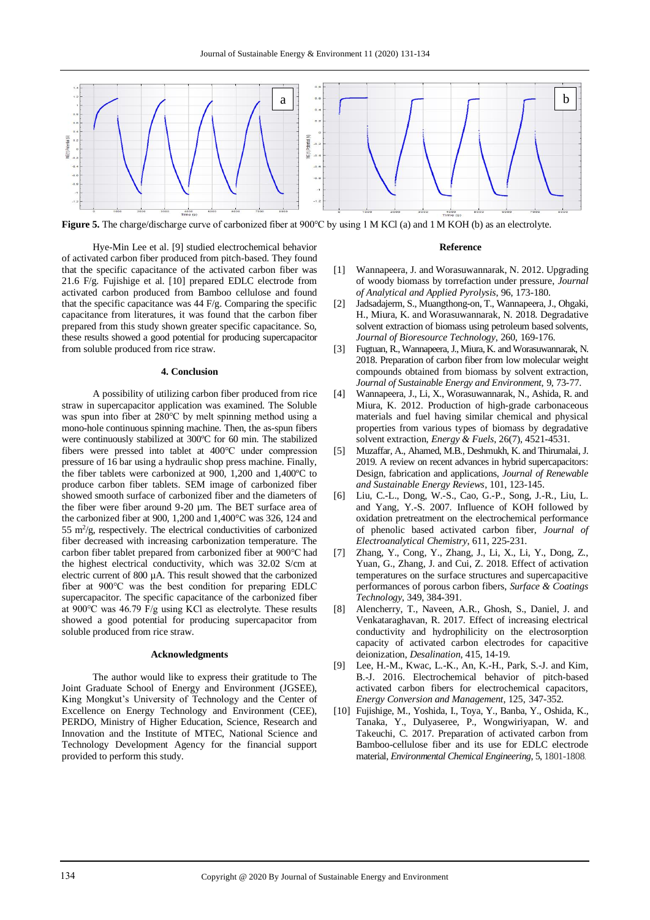a

b

Figure 5. The charge/discharge curve of carbonized fiber at 900°C by using 1 M KCl (a) and 1 M KOH (b) as an electrolyte.

Hye-Min Lee et al. [9] studied electrochemical behavior of activated carbon fiber produced from pitch-based. They found that the specific capacitance of the activated carbon fiber was 21.6 F/g. Fujishige et al. [10] prepared EDLC electrode from activated carbon produced from Bamboo cellulose and found that the specific capacitance was 44 F/g. Comparing the specific capacitance from literatures, it was found that the carbon fiber prepared from this study shown greater specific capacitance. So, these results showed a good potential for producing supercapacitor from soluble produced from rice straw.

## 4. Conclusion

A possibility of utilizing carbon fiber produced from rice straw in supercapacitor application was examined. The Soluble was spun into fiber at 280°C by melt spinning method using a mono-hole continuous spinning machine. Then, the as-spun fibers were continuously stabilized at 300ºC for 60 min. The stabilized fibers were pressed into tablet at 400°C under compression pressure of 16 bar using a hydraulic shop press machine. Finally, the fiber tablets were carbonized at 900, 1,200 and 1,400ºC to produce carbon fiber tablets. SEM image of carbonized fiber showed smooth surface of carbonized fiber and the diameters of the fiber were fiber around 9-20 µm. The BET surface area of the carbonized fiber at 900, 1,200 and 1,400°C was 326, 124 and 55 $m^2$/g, respectively. The electrical conductivities of carbonized fiber decreased with increasing carbonization temperature. The carbon fiber tablet prepared from carbonized fiber at 900°C had the highest electrical conductivity, which was 32.02 S/cm at electric current of 800 µA. This result showed that the carbonized fiber at 900°C was the best condition for preparing EDLC supercapacitor. The specific capacitance of the carbonized fiber at 900°C was 46.79 F/g using KCl as electrolyte. These results showed a good potential for producing supercapacitor from soluble produced from rice straw.

## Acknowledgments

The author would like to express their gratitude to The Joint Graduate School of Energy and Environment (JGSEE), King Mongkut's University of Technology and the Center of Excellence on Energy Technology and Environment (CEE), PERDO, Ministry of Higher Education, Science, Research and Innovation and the Institute of MTEC, National Science and Technology Development Agency for the financial support provided to perform this study.

## Reference

[1] Wannapeera, J. and Worasuwannarak, N. 2012. Upgrading of woody biomass by torrefaction under pressure, *Journal of Analytical and Applied Pyrolysis*, 96, 173-180.

[2] Jadsadajerm, S., Muangthong-on, T., Wannapeera, J., Ohgaki, H., Miura, K. and Worasuwannarak, N. 2018. Degradative solvent extraction of biomass using petroleum based solvents, *Journal of Bioresource Technology*, 260, 169-176.

[3] Fugtuan, R., Wannapeera, J., Miura, K. and Worasuwannarak, N. 2018. Preparation of carbon fiber from low molecular weight compounds obtained from biomass by solvent extraction, *Journal of Sustainable Energy and Environment*, 9, 73-77.

[4] Wannapeera, J., Li, X., Worasuwannarak, N., Ashida, R. and Miura, K. 2012. Production of high-grade carbonaceous materials and fuel having similar chemical and physical properties from various types of biomass by degradative solvent extraction, *Energy & Fuels*, 26(7), 4521-4531.

[5] Muzaffar, A., Ahamed, M.B., Deshmukh, K. and Thirumalai, J. 2019. A review on recent advances in hybrid supercapacitors: Design, fabrication and applications, *Journal of Renewable and Sustainable Energy Reviews*, 101, 123-145.

[6] Liu, C.-L., Dong, W.-S., Cao, G.-P., Song, J.-R., Liu, L. and Yang, Y.-S. 2007. Influence of KOH followed by oxidation pretreatment on the electrochemical performance of phenolic based activated carbon fiber, *Journal of Electroanalytical Chemistry*, 611, 225-231.

[7] Zhang, Y., Cong, Y., Zhang, J., Li, X., Li, Y., Dong, Z., Yuan, G., Zhang, J. and Cui, Z. 2018. Effect of activation temperatures on the surface structures and supercapacitive performances of porous carbon fibers, *Surface & Coatings Technology*, 349, 384-391.

[8] Alencherry, T., Naveen, A.R., Ghosh, S., Daniel, J. and Venkataraghavan, R. 2017. Effect of increasing electrical conductivity and hydrophilicity on the electrosorption capacity of activated carbon electrodes for capacitive deionization, *Desalination*, 415, 14-19.

[9] Lee, H.-M., Kwac, L.-K., An, K.-H., Park, S.-J. and Kim, B.-J. 2016. Electrochemical behavior of pitch-based activated carbon fibers for electrochemical capacitors, *Energy Conversion and Management*, 125, 347-352.

[10] Fujishige, M., Yoshida, I., Toya, Y., Banba, Y., Oshida, K., Tanaka, Y., Dulyaseree, P., Wongwiriyapan, W. and Takeuchi, C. 2017. Preparation of activated carbon from Bamboo-cellulose fiber and its use for EDLC electrode material, *Environmental Chemical Engineering*, 5, 1801-1808.